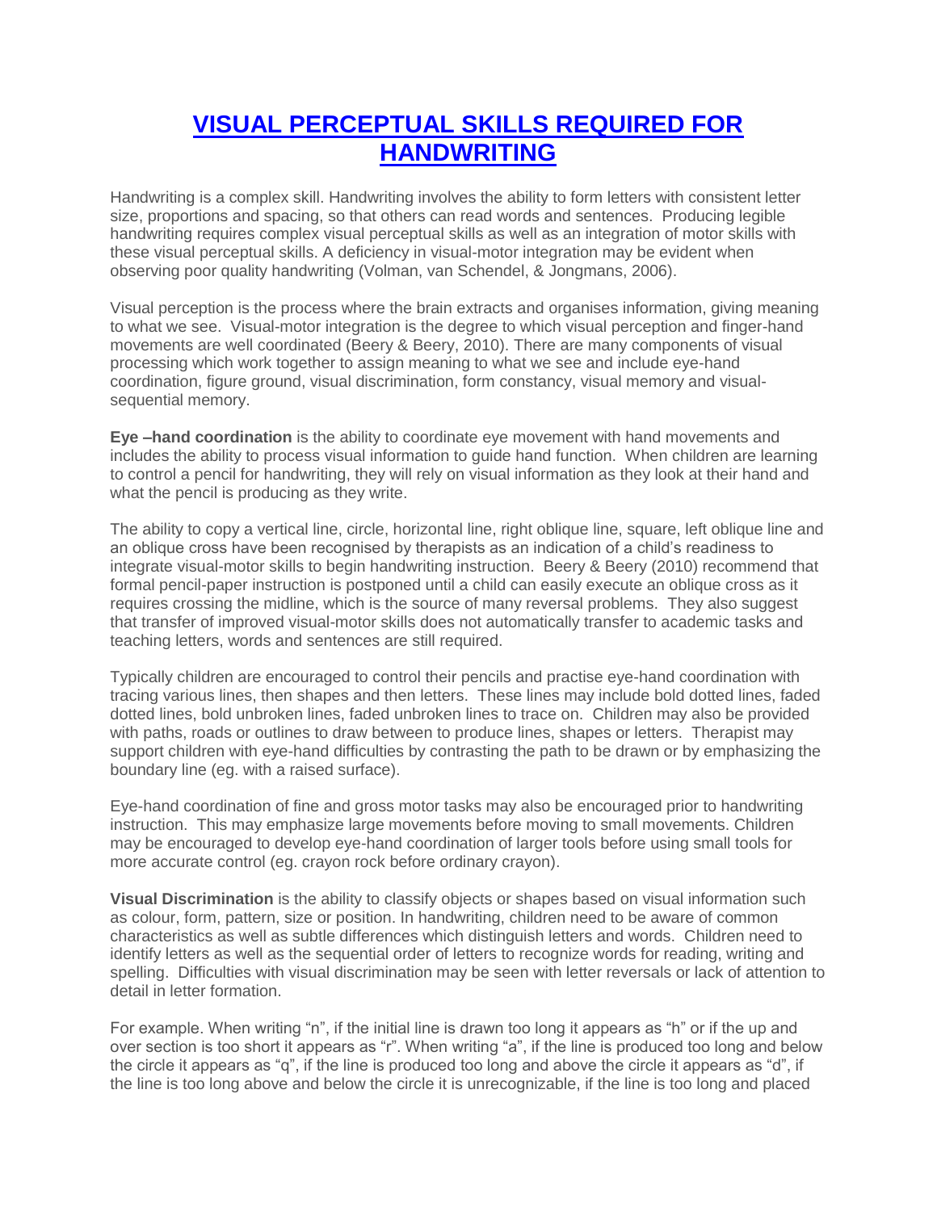# VISUAL PERCEPTUAL SKILLS REQUIRED FOR HANDWRITING

Handwriting is a complex skill. Handwriting involves the ability to form letters with consistent letter size, proportions and spacing, so that others can read words and sentences. Producing legible handwriting requires complex visual perceptual skills as well as an integration of motor skills with these visual perceptual skills. A deficiency in visual-motor integration may be evident when observing poor quality handwriting (Volman, van Schendel, & Jongmans, 2006).

Visual perception is the process where the brain extracts and organises information, giving meaning to what we see. Visual-motor integration is the degree to which visual perception and finger-hand movements are well coordinated (Beery & Beery, 2010). There are many components of visual processing which work together to assign meaning to what we see and include eye-hand coordination, figure ground, visual discrimination, form constancy, visual memory and visual-sequential memory.

**Eye –hand coordination** is the ability to coordinate eye movement with hand movements and includes the ability to process visual information to guide hand function. When children are learning to control a pencil for handwriting, they will rely on visual information as they look at their hand and what the pencil is producing as they write.

The ability to copy a vertical line, circle, horizontal line, right oblique line, square, left oblique line and an oblique cross have been recognised by therapists as an indication of a child's readiness to integrate visual-motor skills to begin handwriting instruction. Beery & Beery (2010) recommend that formal pencil-paper instruction is postponed until a child can easily execute an oblique cross as it requires crossing the midline, which is the source of many reversal problems. They also suggest that transfer of improved visual-motor skills does not automatically transfer to academic tasks and teaching letters, words and sentences are still required.

Typically children are encouraged to control their pencils and practise eye-hand coordination with tracing various lines, then shapes and then letters. These lines may include bold dotted lines, faded dotted lines, bold unbroken lines, faded unbroken lines to trace on. Children may also be provided with paths, roads or outlines to draw between to produce lines, shapes or letters. Therapist may support children with eye-hand difficulties by contrasting the path to be drawn or by emphasizing the boundary line (eg. with a raised surface).

Eye-hand coordination of fine and gross motor tasks may also be encouraged prior to handwriting instruction. This may emphasize large movements before moving to small movements. Children may be encouraged to develop eye-hand coordination of larger tools before using small tools for more accurate control (eg. crayon rock before ordinary crayon).

**Visual Discrimination** is the ability to classify objects or shapes based on visual information such as colour, form, pattern, size or position. In handwriting, children need to be aware of common characteristics as well as subtle differences which distinguish letters and words. Children need to identify letters as well as the sequential order of letters to recognize words for reading, writing and spelling. Difficulties with visual discrimination may be seen with letter reversals or lack of attention to detail in letter formation.

For example. When writing "n", if the initial line is drawn too long it appears as "h" or if the up and over section is too short it appears as "r". When writing "a", if the line is produced too long and below the circle it appears as "q", if the line is produced too long and above the circle it appears as "d", if the line is too long above and below the circle it is unrecognizable, if the line is too long and placed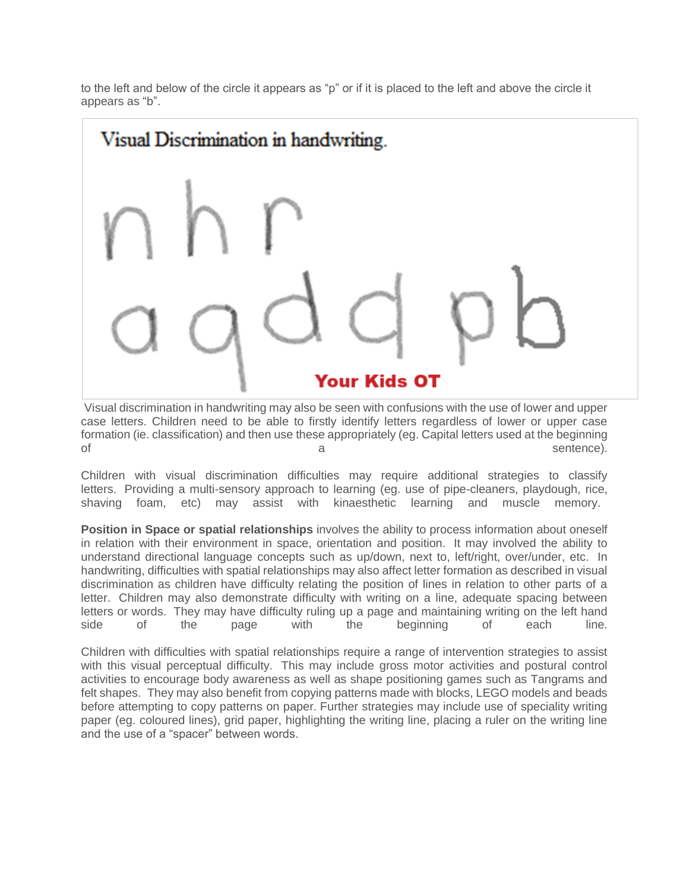to the left and below of the circle it appears as "p" or if it is placed to the left and above the circle it appears as "b".

Visual discrimination in handwriting may also be seen with confusions with the use of lower and upper case letters. Children need to be able to firstly identify letters regardless of lower or upper case formation (ie. classification) and then use these appropriately (eg. Capital letters used at the beginning of a sentence).

Children with visual discrimination difficulties may require additional strategies to classify letters. Providing a multi-sensory approach to learning (eg. use of pipe-cleaners, playdough, rice, shaving foam, etc) may assist with kinaesthetic learning and muscle memory.

**Position in Space or spatial relationships** involves the ability to process information about oneself in relation with their environment in space, orientation and position. It may involved the ability to understand directional language concepts such as up/down, next to, left/right, over/under, etc. In handwriting, difficulties with spatial relationships may also affect letter formation as described in visual discrimination as children have difficulty relating the position of lines in relation to other parts of a letter. Children may also demonstrate difficulty with writing on a line, adequate spacing between letters or words. They may have difficulty ruling up a page and maintaining writing on the left hand side of the page with the beginning of each line.

Children with difficulties with spatial relationships require a range of intervention strategies to assist with this visual perceptual difficulty. This may include gross motor activities and postural control activities to encourage body awareness as well as shape positioning games such as Tangrams and felt shapes. They may also benefit from copying patterns made with blocks, LEGO models and beads before attempting to copy patterns on paper. Further strategies may include use of speciality writing paper (eg. coloured lines), grid paper, highlighting the writing line, placing a ruler on the writing line and the use of a "spacer" between words.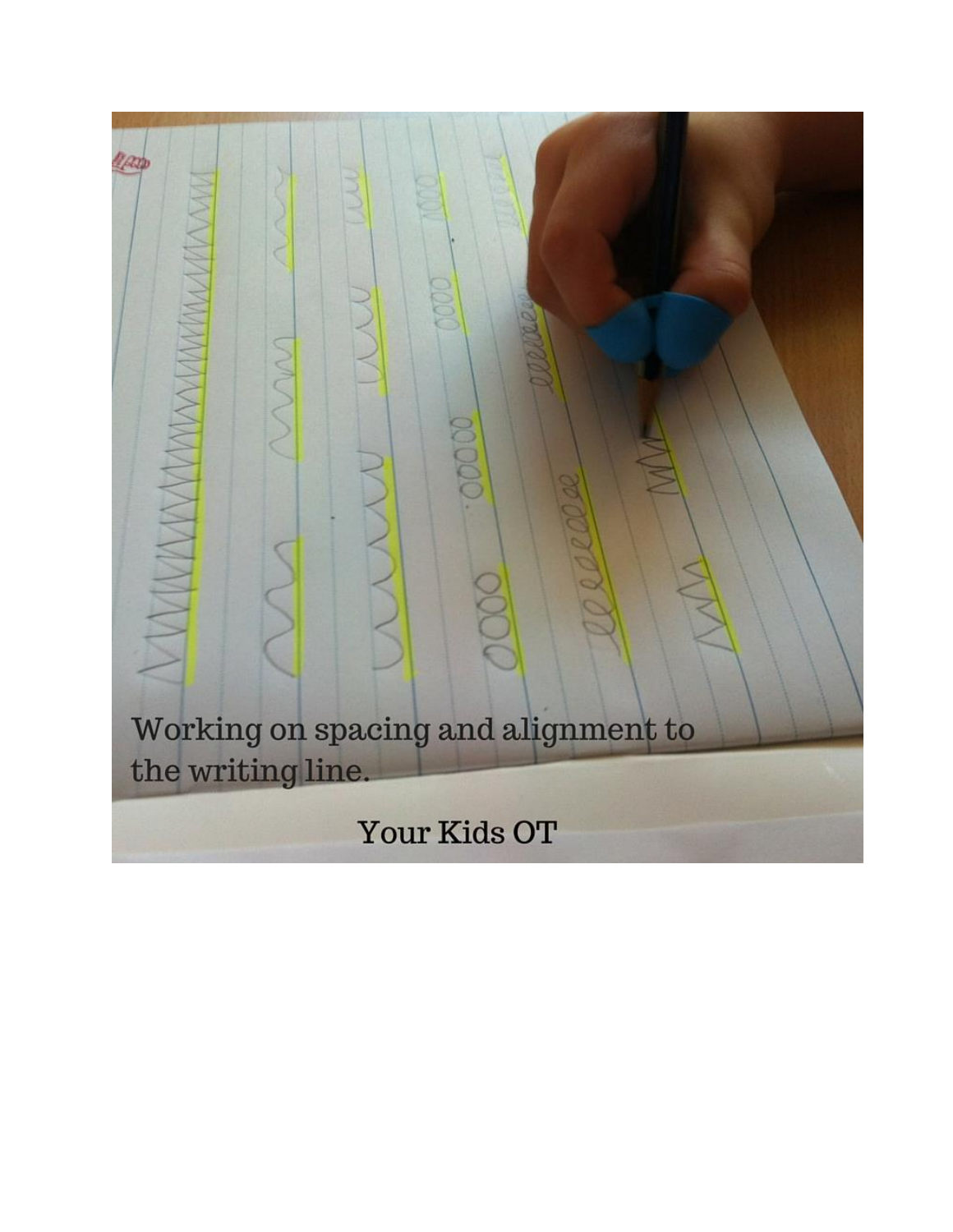Working on spacing and alignment to the writing line.

Your Kids OT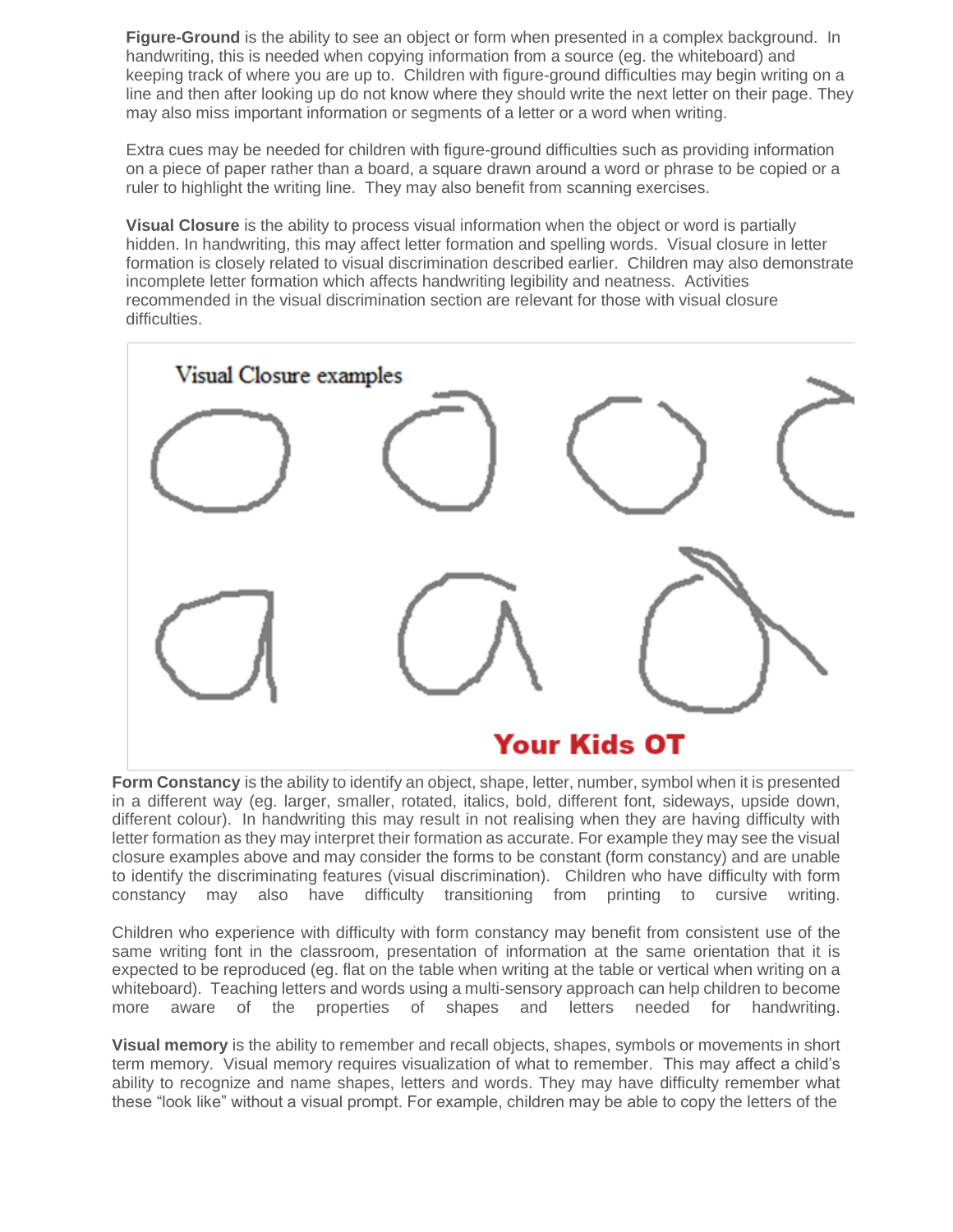**Figure-Ground** is the ability to see an object or form when presented in a complex background. In handwriting, this is needed when copying information from a source (eg. the whiteboard) and keeping track of where you are up to. Children with figure-ground difficulties may begin writing on a line and then after looking up do not know where they should write the next letter on their page. They may also miss important information or segments of a letter or a word when writing.

Extra cues may be needed for children with figure-ground difficulties such as providing information on a piece of paper rather than a board, a square drawn around a word or phrase to be copied or a ruler to highlight the writing line. They may also benefit from scanning exercises.

**Visual Closure** is the ability to process visual information when the object or word is partially hidden. In handwriting, this may affect letter formation and spelling words. Visual closure in letter formation is closely related to visual discrimination described earlier. Children may also demonstrate incomplete letter formation which affects handwriting legibility and neatness. Activities recommended in the visual discrimination section are relevant for those with visual closure difficulties.

Visual Closure examples

Your Kids OT

**Form Constancy** is the ability to identify an object, shape, letter, number, symbol when it is presented in a different way (eg. larger, smaller, rotated, italics, bold, different font, sideways, upside down, different colour). In handwriting this may result in not realising when they are having difficulty with letter formation as they may interpret their formation as accurate. For example they may see the visual closure examples above and may consider the forms to be constant (form constancy) and are unable to identify the discriminating features (visual discrimination). Children who have difficulty with form constancy may also have difficulty transitioning from printing to cursive writing.

Children who experience with difficulty with form constancy may benefit from consistent use of the same writing font in the classroom, presentation of information at the same orientation that it is expected to be reproduced (eg. flat on the table when writing at the table or vertical when writing on a whiteboard). Teaching letters and words using a multi-sensory approach can help children to become more aware of the properties of shapes and letters needed for handwriting.

**Visual memory** is the ability to remember and recall objects, shapes, symbols or movements in short term memory. Visual memory requires visualization of what to remember. This may affect a child's ability to recognize and name shapes, letters and words. They may have difficulty remember what these "look like" without a visual prompt. For example, children may be able to copy the letters of the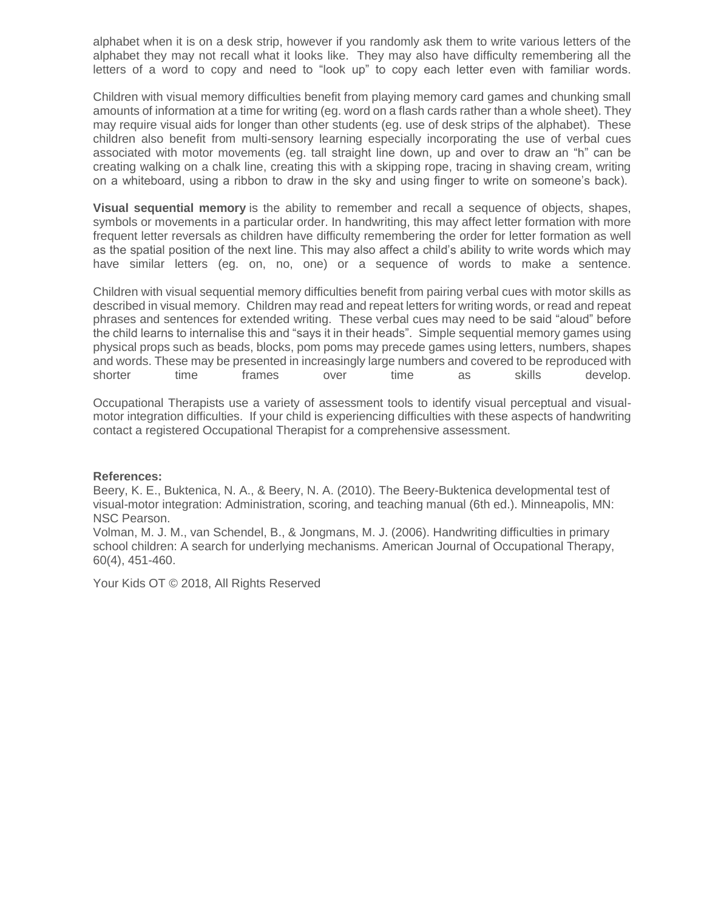alphabet when it is on a desk strip, however if you randomly ask them to write various letters of the alphabet they may not recall what it looks like. They may also have difficulty remembering all the letters of a word to copy and need to "look up" to copy each letter even with familiar words.

Children with visual memory difficulties benefit from playing memory card games and chunking small amounts of information at a time for writing (eg. word on a flash cards rather than a whole sheet). They may require visual aids for longer than other students (eg. use of desk strips of the alphabet). These children also benefit from multi-sensory learning especially incorporating the use of verbal cues associated with motor movements (eg. tall straight line down, up and over to draw an "h" can be creating walking on a chalk line, creating this with a skipping rope, tracing in shaving cream, writing on a whiteboard, using a ribbon to draw in the sky and using finger to write on someone's back).

**Visual sequential memory** is the ability to remember and recall a sequence of objects, shapes, symbols or movements in a particular order. In handwriting, this may affect letter formation with more frequent letter reversals as children have difficulty remembering the order for letter formation as well as the spatial position of the next line. This may also affect a child's ability to write words which may have similar letters (eg. on, no, one) or a sequence of words to make a sentence.

Children with visual sequential memory difficulties benefit from pairing verbal cues with motor skills as described in visual memory. Children may read and repeat letters for writing words, or read and repeat phrases and sentences for extended writing. These verbal cues may need to be said "aloud" before the child learns to internalise this and "says it in their heads". Simple sequential memory games using physical props such as beads, blocks, pom poms may precede games using letters, numbers, shapes and words. These may be presented in increasingly large numbers and covered to be reproduced with shorter time frames over time as skills develop.

Occupational Therapists use a variety of assessment tools to identify visual perceptual and visual-motor integration difficulties. If your child is experiencing difficulties with these aspects of handwriting contact a registered Occupational Therapist for a comprehensive assessment.

**References:**

Beery, K. E., Buktenica, N. A., & Beery, N. A. (2010). The Beery-Buktenica developmental test of visual-motor integration: Administration, scoring, and teaching manual (6th ed.). Minneapolis, MN: NSC Pearson.

Volman, M. J. M., van Schendel, B., & Jongmans, M. J. (2006). Handwriting difficulties in primary school children: A search for underlying mechanisms. American Journal of Occupational Therapy, 60(4), 451-460.

Your Kids OT © 2018, All Rights Reserved